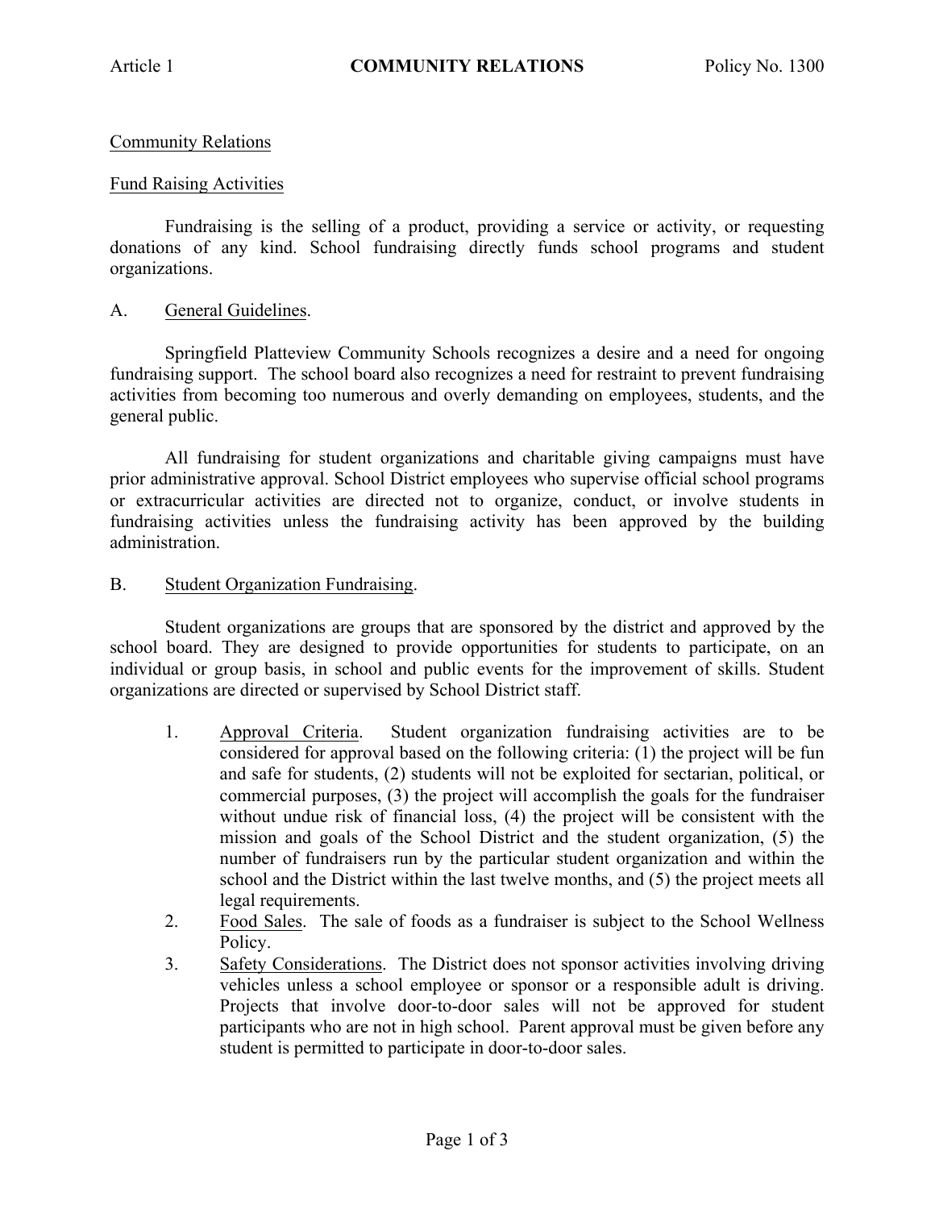Article 1 **COMMUNITY RELATIONS** Policy No. 1300

Community Relations

Fund Raising Activities

Fundraising is the selling of a product, providing a service or activity, or requesting donations of any kind. School fundraising directly funds school programs and student organizations.

A. General Guidelines.

Springfield Platteview Community Schools recognizes a desire and a need for ongoing fundraising support. The school board also recognizes a need for restraint to prevent fundraising activities from becoming too numerous and overly demanding on employees, students, and the general public.

All fundraising for student organizations and charitable giving campaigns must have prior administrative approval. School District employees who supervise official school programs or extracurricular activities are directed not to organize, conduct, or involve students in fundraising activities unless the fundraising activity has been approved by the building administration.

B. Student Organization Fundraising.

Student organizations are groups that are sponsored by the district and approved by the school board. They are designed to provide opportunities for students to participate, on an individual or group basis, in school and public events for the improvement of skills. Student organizations are directed or supervised by School District staff.

1. Approval Criteria. Student organization fundraising activities are to be considered for approval based on the following criteria: (1) the project will be fun and safe for students, (2) students will not be exploited for sectarian, political, or commercial purposes, (3) the project will accomplish the goals for the fundraiser without undue risk of financial loss, (4) the project will be consistent with the mission and goals of the School District and the student organization, (5) the number of fundraisers run by the particular student organization and within the school and the District within the last twelve months, and (5) the project meets all legal requirements.
2. Food Sales. The sale of foods as a fundraiser is subject to the School Wellness Policy.
3. Safety Considerations. The District does not sponsor activities involving driving vehicles unless a school employee or sponsor or a responsible adult is driving. Projects that involve door-to-door sales will not be approved for student participants who are not in high school. Parent approval must be given before any student is permitted to participate in door-to-door sales.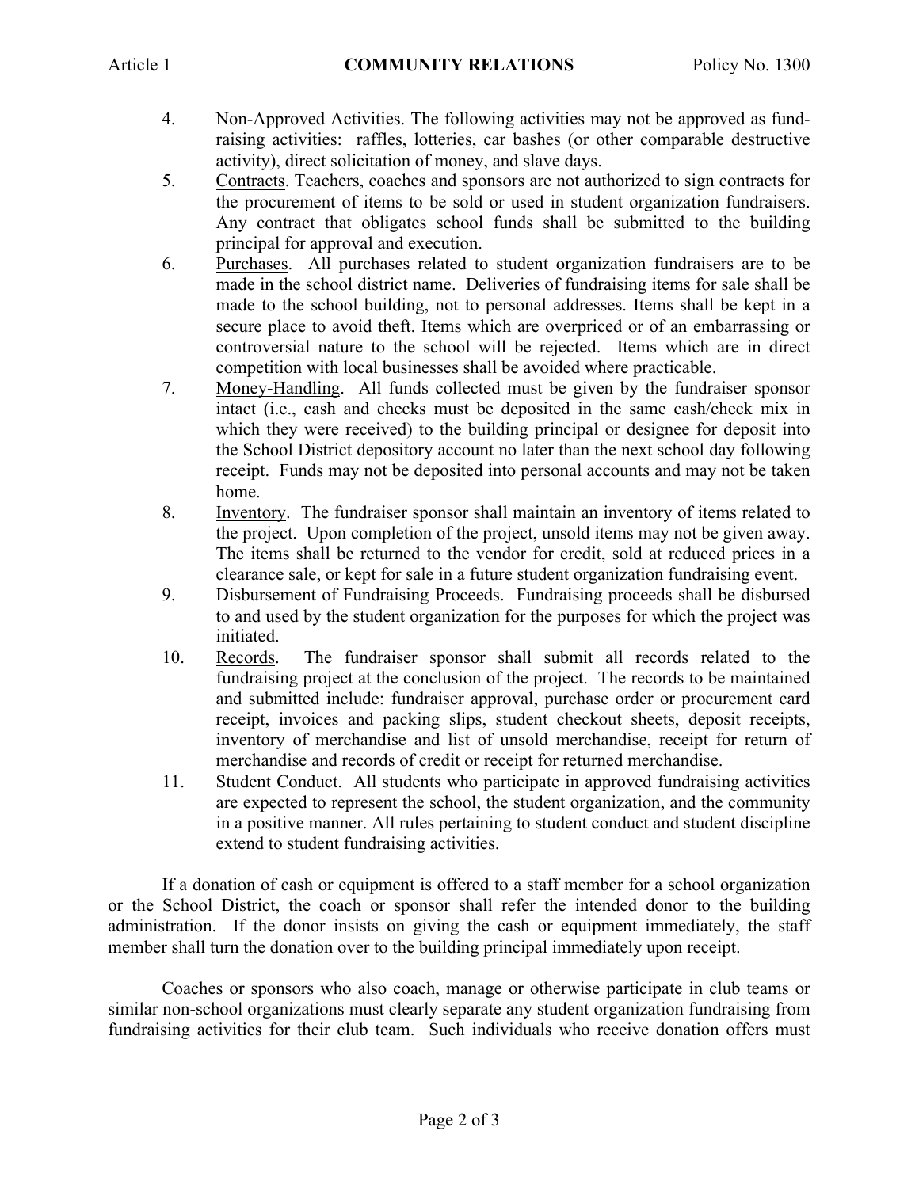4. Non-Approved Activities. The following activities may not be approved as fund-raising activities: raffles, lotteries, car bashes (or other comparable destructive activity), direct solicitation of money, and slave days.
5. Contracts. Teachers, coaches and sponsors are not authorized to sign contracts for the procurement of items to be sold or used in student organization fundraisers. Any contract that obligates school funds shall be submitted to the building principal for approval and execution.
6. Purchases. All purchases related to student organization fundraisers are to be made in the school district name. Deliveries of fundraising items for sale shall be made to the school building, not to personal addresses. Items shall be kept in a secure place to avoid theft. Items which are overpriced or of an embarrassing or controversial nature to the school will be rejected. Items which are in direct competition with local businesses shall be avoided where practicable.
7. Money-Handling. All funds collected must be given by the fundraiser sponsor intact (i.e., cash and checks must be deposited in the same cash/check mix in which they were received) to the building principal or designee for deposit into the School District depository account no later than the next school day following receipt. Funds may not be deposited into personal accounts and may not be taken home.
8. Inventory. The fundraiser sponsor shall maintain an inventory of items related to the project. Upon completion of the project, unsold items may not be given away. The items shall be returned to the vendor for credit, sold at reduced prices in a clearance sale, or kept for sale in a future student organization fundraising event.
9. Disbursement of Fundraising Proceeds. Fundraising proceeds shall be disbursed to and used by the student organization for the purposes for which the project was initiated.
10. Records. The fundraiser sponsor shall submit all records related to the fundraising project at the conclusion of the project. The records to be maintained and submitted include: fundraiser approval, purchase order or procurement card receipt, invoices and packing slips, student checkout sheets, deposit receipts, inventory of merchandise and list of unsold merchandise, receipt for return of merchandise and records of credit or receipt for returned merchandise.
11. Student Conduct. All students who participate in approved fundraising activities are expected to represent the school, the student organization, and the community in a positive manner. All rules pertaining to student conduct and student discipline extend to student fundraising activities.

If a donation of cash or equipment is offered to a staff member for a school organization or the School District, the coach or sponsor shall refer the intended donor to the building administration. If the donor insists on giving the cash or equipment immediately, the staff member shall turn the donation over to the building principal immediately upon receipt.

Coaches or sponsors who also coach, manage or otherwise participate in club teams or similar non-school organizations must clearly separate any student organization fundraising from fundraising activities for their club team. Such individuals who receive donation offers must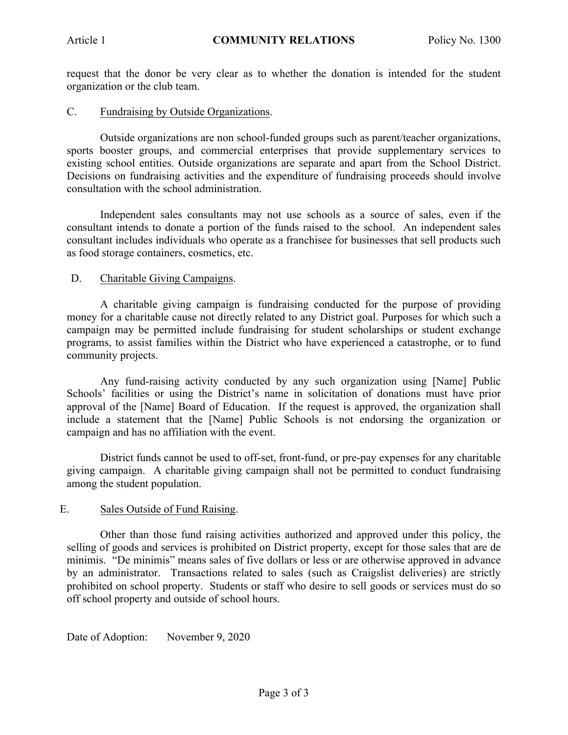request that the donor be very clear as to whether the donation is intended for the student organization or the club team.

C. Fundraising by Outside Organizations.

Outside organizations are non school-funded groups such as parent/teacher organizations, sports booster groups, and commercial enterprises that provide supplementary services to existing school entities. Outside organizations are separate and apart from the School District. Decisions on fundraising activities and the expenditure of fundraising proceeds should involve consultation with the school administration.

Independent sales consultants may not use schools as a source of sales, even if the consultant intends to donate a portion of the funds raised to the school. An independent sales consultant includes individuals who operate as a franchisee for businesses that sell products such as food storage containers, cosmetics, etc.

D. Charitable Giving Campaigns.

A charitable giving campaign is fundraising conducted for the purpose of providing money for a charitable cause not directly related to any District goal. Purposes for which such a campaign may be permitted include fundraising for student scholarships or student exchange programs, to assist families within the District who have experienced a catastrophe, or to fund community projects.

Any fund-raising activity conducted by any such organization using [Name] Public Schools' facilities or using the District's name in solicitation of donations must have prior approval of the [Name] Board of Education. If the request is approved, the organization shall include a statement that the [Name] Public Schools is not endorsing the organization or campaign and has no affiliation with the event.

District funds cannot be used to off-set, front-fund, or pre-pay expenses for any charitable giving campaign. A charitable giving campaign shall not be permitted to conduct fundraising among the student population.

E. Sales Outside of Fund Raising.

Other than those fund raising activities authorized and approved under this policy, the selling of goods and services is prohibited on District property, except for those sales that are de minimis. "De minimis" means sales of five dollars or less or are otherwise approved in advance by an administrator. Transactions related to sales (such as Craigslist deliveries) are strictly prohibited on school property. Students or staff who desire to sell goods or services must do so off school property and outside of school hours.

Date of Adoption: November 9, 2020